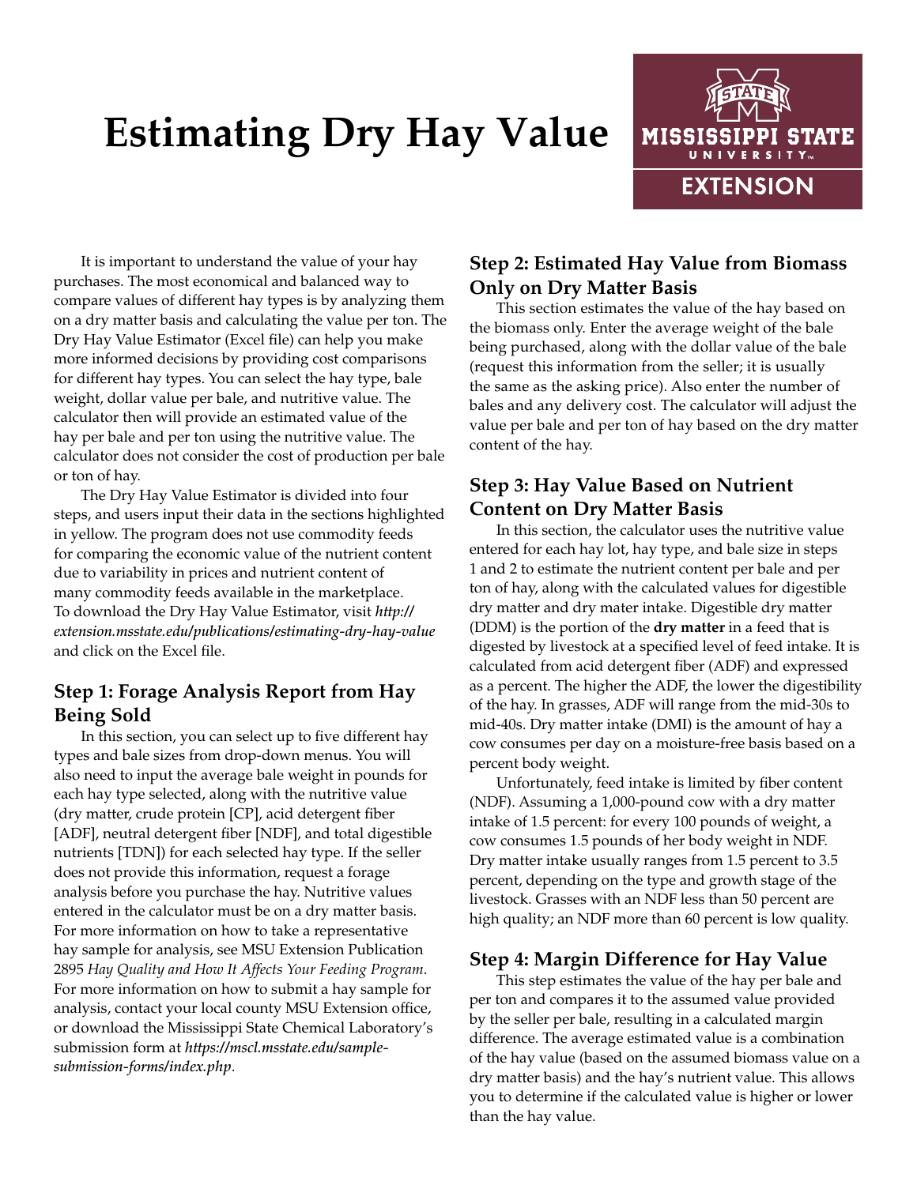# Estimating Dry Hay Value

It is important to understand the value of your hay purchases. The most economical and balanced way to compare values of different hay types is by analyzing them on a dry matter basis and calculating the value per ton. The Dry Hay Value Estimator (Excel file) can help you make more informed decisions by providing cost comparisons for different hay types. You can select the hay type, bale weight, dollar value per bale, and nutritive value. The calculator then will provide an estimated value of the hay per bale and per ton using the nutritive value. The calculator does not consider the cost of production per bale or ton of hay.

The Dry Hay Value Estimator is divided into four steps, and users input their data in the sections highlighted in yellow. The program does not use commodity feeds for comparing the economic value of the nutrient content due to variability in prices and nutrient content of many commodity feeds available in the marketplace. To download the Dry Hay Value Estimator, visit *http://extension.msstate.edu/publications/estimating-dry-hay-value* and click on the Excel file.

## Step 1: Forage Analysis Report from Hay Being Sold

In this section, you can select up to five different hay types and bale sizes from drop-down menus. You will also need to input the average bale weight in pounds for each hay type selected, along with the nutritive value (dry matter, crude protein [CP], acid detergent fiber [ADF], neutral detergent fiber [NDF], and total digestible nutrients [TDN]) for each selected hay type. If the seller does not provide this information, request a forage analysis before you purchase the hay. Nutritive values entered in the calculator must be on a dry matter basis. For more information on how to take a representative hay sample for analysis, see MSU Extension Publication 2895 *Hay Quality and How It Affects Your Feeding Program*. For more information on how to submit a hay sample for analysis, contact your local county MSU Extension office, or download the Mississippi State Chemical Laboratory's submission form at *https://mscl.msstate.edu/sample-submission-forms/index.php*.

## Step 2: Estimated Hay Value from Biomass Only on Dry Matter Basis

This section estimates the value of the hay based on the biomass only. Enter the average weight of the bale being purchased, along with the dollar value of the bale (request this information from the seller; it is usually the same as the asking price). Also enter the number of bales and any delivery cost. The calculator will adjust the value per bale and per ton of hay based on the dry matter content of the hay.

## Step 3: Hay Value Based on Nutrient Content on Dry Matter Basis

In this section, the calculator uses the nutritive value entered for each hay lot, hay type, and bale size in steps 1 and 2 to estimate the nutrient content per bale and per ton of hay, along with the calculated values for digestible dry matter and dry mater intake. Digestible dry matter (DDM) is the portion of the **dry matter** in a feed that is digested by livestock at a specified level of feed intake. It is calculated from acid detergent fiber (ADF) and expressed as a percent. The higher the ADF, the lower the digestibility of the hay. In grasses, ADF will range from the mid-30s to mid-40s. Dry matter intake (DMI) is the amount of hay a cow consumes per day on a moisture-free basis based on a percent body weight.

Unfortunately, feed intake is limited by fiber content (NDF). Assuming a 1,000-pound cow with a dry matter intake of 1.5 percent: for every 100 pounds of weight, a cow consumes 1.5 pounds of her body weight in NDF. Dry matter intake usually ranges from 1.5 percent to 3.5 percent, depending on the type and growth stage of the livestock. Grasses with an NDF less than 50 percent are high quality; an NDF more than 60 percent is low quality.

## Step 4: Margin Difference for Hay Value

This step estimates the value of the hay per bale and per ton and compares it to the assumed value provided by the seller per bale, resulting in a calculated margin difference. The average estimated value is a combination of the hay value (based on the assumed biomass value on a dry matter basis) and the hay's nutrient value. This allows you to determine if the calculated value is higher or lower than the hay value.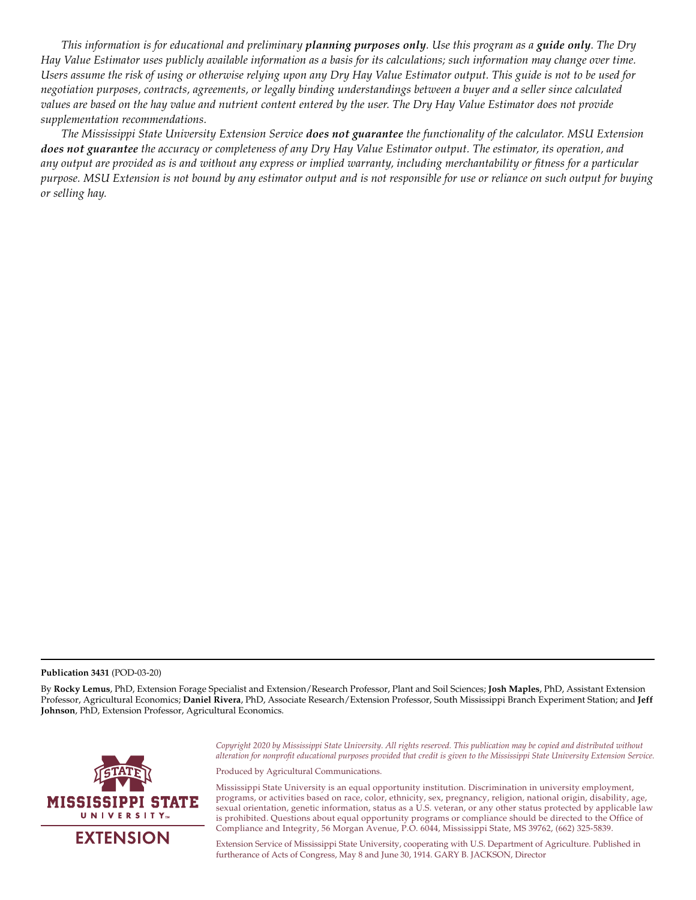*This information is for educational and preliminary **planning purposes only**. Use this program as a **guide only**. The Dry Hay Value Estimator uses publicly available information as a basis for its calculations; such information may change over time. Users assume the risk of using or otherwise relying upon any Dry Hay Value Estimator output. This guide is not to be used for negotiation purposes, contracts, agreements, or legally binding understandings between a buyer and a seller since calculated values are based on the hay value and nutrient content entered by the user. The Dry Hay Value Estimator does not provide supplementation recommendations.*

*The Mississippi State University Extension Service **does not guarantee** the functionality of the calculator. MSU Extension **does not guarantee** the accuracy or completeness of any Dry Hay Value Estimator output. The estimator, its operation, and any output are provided as is and without any express or implied warranty, including merchantability or fitness for a particular purpose. MSU Extension is not bound by any estimator output and is not responsible for use or reliance on such output for buying or selling hay.*

---

**Publication 3431** (POD-03-20)

By **Rocky Lemus**, PhD, Extension Forage Specialist and Extension/Research Professor, Plant and Soil Sciences; **Josh Maples**, PhD, Assistant Extension Professor, Agricultural Economics; **Daniel Rivera**, PhD, Associate Research/Extension Professor, South Mississippi Branch Experiment Station; and **Jeff Johnson**, PhD, Extension Professor, Agricultural Economics.

MISSISSIPPI STATE UNIVERSITY™
EXTENSION

*Copyright 2020 by Mississippi State University. All rights reserved. This publication may be copied and distributed without alteration for nonprofit educational purposes provided that credit is given to the Mississippi State University Extension Service.*

Produced by Agricultural Communications.

Mississippi State University is an equal opportunity institution. Discrimination in university employment, programs, or activities based on race, color, ethnicity, sex, pregnancy, religion, national origin, disability, age, sexual orientation, genetic information, status as a U.S. veteran, or any other status protected by applicable law is prohibited. Questions about equal opportunity programs or compliance should be directed to the Office of Compliance and Integrity, 56 Morgan Avenue, P.O. 6044, Mississippi State, MS 39762, (662) 325-5839.

Extension Service of Mississippi State University, cooperating with U.S. Department of Agriculture. Published in furtherance of Acts of Congress, May 8 and June 30, 1914. GARY B. JACKSON, Director